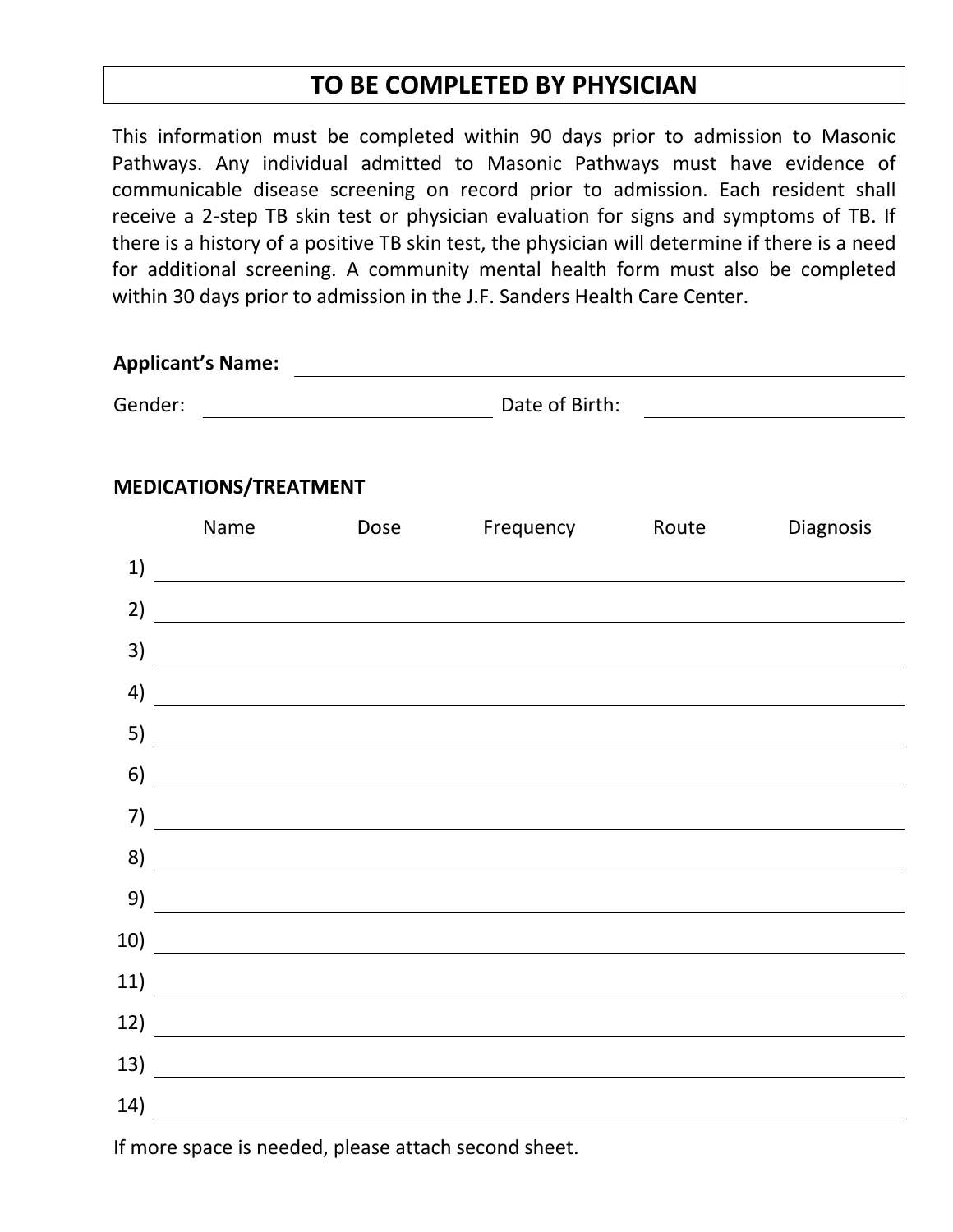# TO BE COMPLETED BY PHYSICIAN

This information must be completed within 90 days prior to admission to Masonic Pathways. Any individual admitted to Masonic Pathways must have evidence of communicable disease screening on record prior to admission. Each resident shall receive a 2-step TB skin test or physician evaluation for signs and symptoms of TB. If there is a history of a positive TB skin test, the physician will determine if there is a need for additional screening. A community mental health form must also be completed within 30 days prior to admission in the J.F. Sanders Health Care Center.

**Applicant's Name:** ______________________________________________

Gender: ______________________ Date of Birth: ______________________

## MEDICATIONS/TREATMENT

| | Name | Dose | Frequency | Route | Diagnosis |
|---|---|---|---|---|---|
| 1) | | | | | |
| 2) | | | | | |
| 3) | | | | | |
| 4) | | | | | |
| 5) | | | | | |
| 6) | | | | | |
| 7) | | | | | |
| 8) | | | | | |
| 9) | | | | | |
| 10) | | | | | |
| 11) | | | | | |
| 12) | | | | | |
| 13) | | | | | |
| 14) | | | | | |

If more space is needed, please attach second sheet.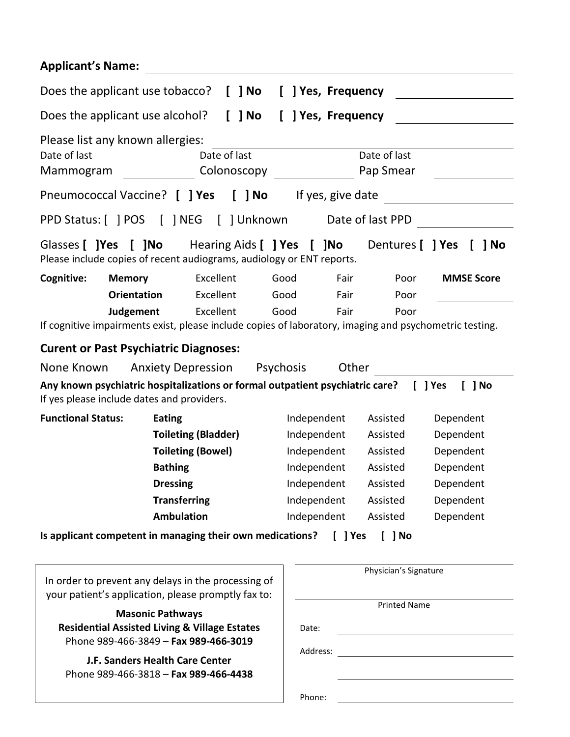**Applicant's Name:** ______________________________

Does the applicant use tobacco? **[ ] No** **[ ] Yes, Frequency** ____________

Does the applicant use alcohol? **[ ] No** **[ ] Yes, Frequency** ____________

Please list any known allergies: ______________________________

Date of last Mammogram ____________ Date of last Colonoscopy ____________ Date of last Pap Smear ____________

Pneumococcal Vaccine? **[ ] Yes** **[ ] No** If yes, give date ____________

PPD Status: [ ] POS [ ] NEG [ ] Unknown Date of last PPD ____________

Glasses **[ ]Yes [ ]No** Hearing Aids **[ ] Yes [ ]No** Dentures **[ ] Yes [ ] No**

Please include copies of recent audiograms, audiology or ENT reports.

| **Cognitive:** | | | | | | |
|---|---|---|---|---|---|---|
| | **Memory** | Excellent | Good | Fair | Poor | **MMSE Score** |
| | **Orientation** | Excellent | Good | Fair | Poor | ____________ |
| | **Judgement** | Excellent | Good | Fair | Poor | |

If cognitive impairments exist, please include copies of laboratory, imaging and psychometric testing.

### Curent or Past Psychiatric Diagnoses:

None Known Anxiety Depression Psychosis Other ____________

**Any known psychiatric hospitalizations or formal outpatient psychiatric care? [ ] Yes [ ] No**

If yes please include dates and providers.

| **Functional Status:** | | | | |
|---|---|---|---|---|
| | **Eating** | Independent | Assisted | Dependent |
| | **Toileting (Bladder)** | Independent | Assisted | Dependent |
| | **Toileting (Bowel)** | Independent | Assisted | Dependent |
| | **Bathing** | Independent | Assisted | Dependent |
| | **Dressing** | Independent | Assisted | Dependent |
| | **Transferring** | Independent | Assisted | Dependent |
| | **Ambulation** | Independent | Assisted | Dependent |

**Is applicant competent in managing their own medications? [ ] Yes [ ] No**

In order to prevent any delays in the processing of your patient's application, please promptly fax to:

**Masonic Pathways**
**Residential Assisted Living & Village Estates**
Phone 989-466-3849 – **Fax 989-466-3019**

**J.F. Sanders Health Care Center**
Phone 989-466-3818 – **Fax 989-466-4438**

______________________________
Physician's Signature

______________________________
Printed Name

Date: ______________________________

Address: ______________________________

______________________________

Phone: ______________________________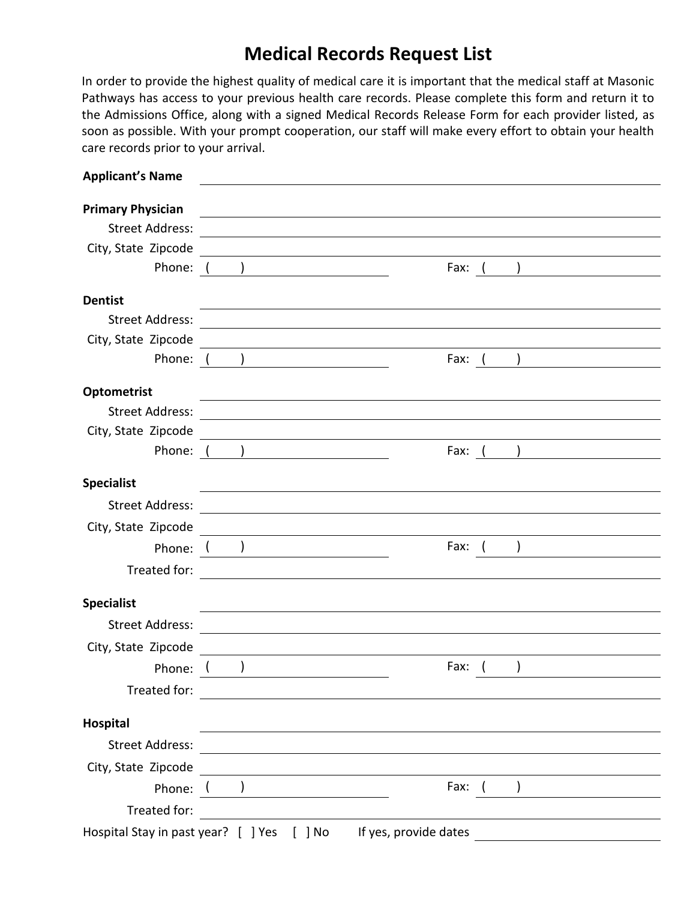# Medical Records Request List

In order to provide the highest quality of medical care it is important that the medical staff at Masonic Pathways has access to your previous health care records. Please complete this form and return it to the Admissions Office, along with a signed Medical Records Release Form for each provider listed, as soon as possible. With your prompt cooperation, our staff will make every effort to obtain your health care records prior to your arrival.

**Applicant's Name** ______________________________

**Primary Physician** ______________________________

Street Address: ______________________________

City, State Zipcode ______________________________

Phone: ( ) ______________ Fax: ( ) ______________

**Dentist** ______________________________

Street Address: ______________________________

City, State Zipcode ______________________________

Phone: ( ) ______________ Fax: ( ) ______________

**Optometrist** ______________________________

Street Address: ______________________________

City, State Zipcode ______________________________

Phone: ( ) ______________ Fax: ( ) ______________

**Specialist** ______________________________

Street Address: ______________________________

City, State Zipcode ______________________________

Phone: ( ) ______________ Fax: ( ) ______________

Treated for: ______________________________

**Specialist** ______________________________

Street Address: ______________________________

City, State Zipcode ______________________________

Phone: ( ) ______________ Fax: ( ) ______________

Treated for: ______________________________

**Hospital** ______________________________

Street Address: ______________________________

City, State Zipcode ______________________________

Phone: ( ) ______________ Fax: ( ) ______________

Treated for: ______________________________

Hospital Stay in past year? [ ] Yes [ ] No If yes, provide dates ______________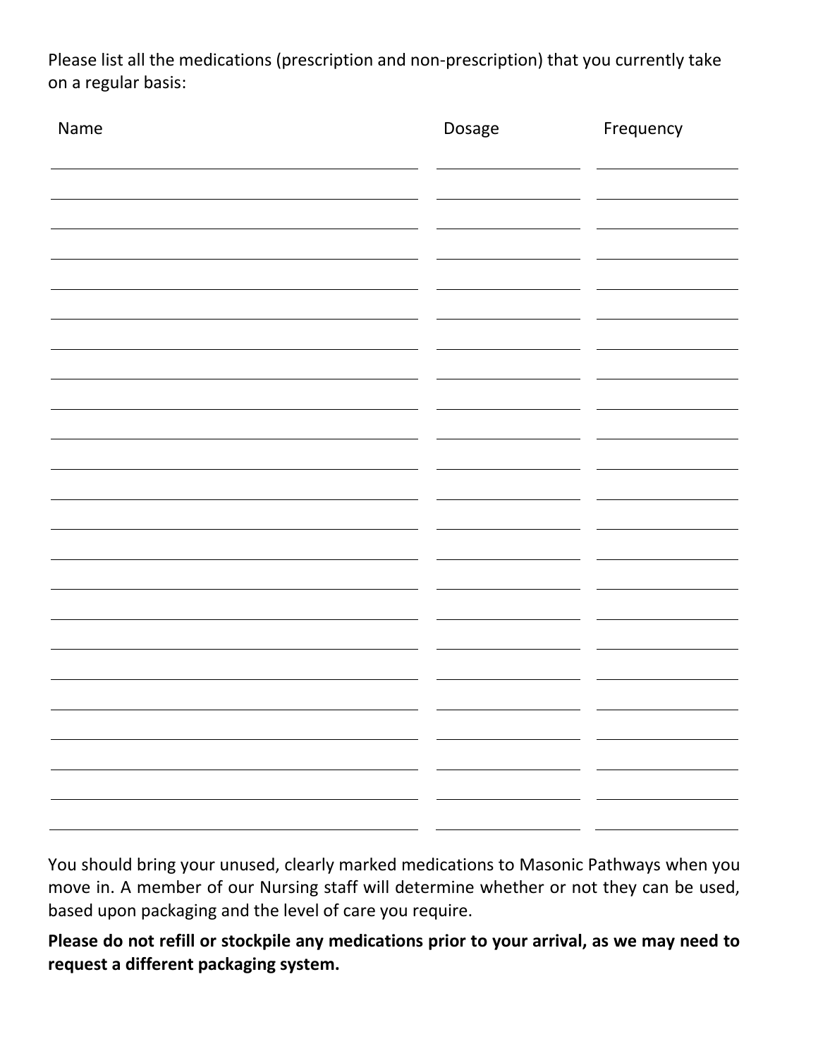Please list all the medications (prescription and non-prescription) that you currently take on a regular basis:

| Name | Dosage | Frequency |
|---|---|---|
| | | |
| | | |
| | | |
| | | |
| | | |
| | | |
| | | |
| | | |
| | | |
| | | |
| | | |
| | | |
| | | |
| | | |
| | | |
| | | |
| | | |
| | | |
| | | |
| | | |
| | | |
| | | |
| | | |

You should bring your unused, clearly marked medications to Masonic Pathways when you move in. A member of our Nursing staff will determine whether or not they can be used, based upon packaging and the level of care you require.

**Please do not refill or stockpile any medications prior to your arrival, as we may need to request a different packaging system.**